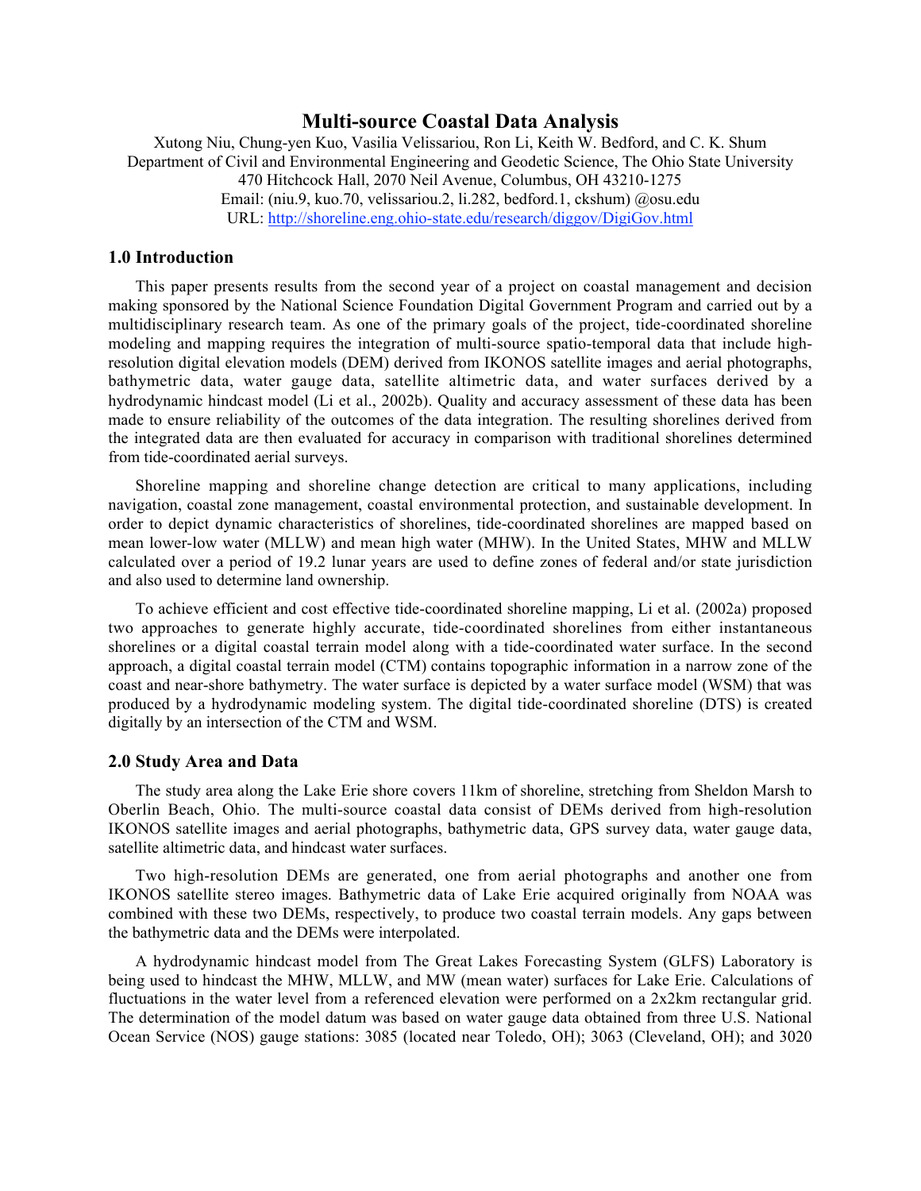# Multi-source Coastal Data Analysis

Xutong Niu, Chung-yen Kuo, Vasilia Velissariou, Ron Li, Keith W. Bedford, and C. K. Shum
Department of Civil and Environmental Engineering and Geodetic Science, The Ohio State University
470 Hitchcock Hall, 2070 Neil Avenue, Columbus, OH 43210-1275
Email: (niu.9, kuo.70, velissariou.2, li.282, bedford.1, ckshum) @osu.edu
URL: http://shoreline.eng.ohio-state.edu/research/diggov/DigiGov.html

## 1.0 Introduction

This paper presents results from the second year of a project on coastal management and decision making sponsored by the National Science Foundation Digital Government Program and carried out by a multidisciplinary research team. As one of the primary goals of the project, tide-coordinated shoreline modeling and mapping requires the integration of multi-source spatio-temporal data that include high-resolution digital elevation models (DEM) derived from IKONOS satellite images and aerial photographs, bathymetric data, water gauge data, satellite altimetric data, and water surfaces derived by a hydrodynamic hindcast model (Li et al., 2002b). Quality and accuracy assessment of these data has been made to ensure reliability of the outcomes of the data integration. The resulting shorelines derived from the integrated data are then evaluated for accuracy in comparison with traditional shorelines determined from tide-coordinated aerial surveys.

Shoreline mapping and shoreline change detection are critical to many applications, including navigation, coastal zone management, coastal environmental protection, and sustainable development. In order to depict dynamic characteristics of shorelines, tide-coordinated shorelines are mapped based on mean lower-low water (MLLW) and mean high water (MHW). In the United States, MHW and MLLW calculated over a period of 19.2 lunar years are used to define zones of federal and/or state jurisdiction and also used to determine land ownership.

To achieve efficient and cost effective tide-coordinated shoreline mapping, Li et al. (2002a) proposed two approaches to generate highly accurate, tide-coordinated shorelines from either instantaneous shorelines or a digital coastal terrain model along with a tide-coordinated water surface. In the second approach, a digital coastal terrain model (CTM) contains topographic information in a narrow zone of the coast and near-shore bathymetry. The water surface is depicted by a water surface model (WSM) that was produced by a hydrodynamic modeling system. The digital tide-coordinated shoreline (DTS) is created digitally by an intersection of the CTM and WSM.

## 2.0 Study Area and Data

The study area along the Lake Erie shore covers 11km of shoreline, stretching from Sheldon Marsh to Oberlin Beach, Ohio. The multi-source coastal data consist of DEMs derived from high-resolution IKONOS satellite images and aerial photographs, bathymetric data, GPS survey data, water gauge data, satellite altimetric data, and hindcast water surfaces.

Two high-resolution DEMs are generated, one from aerial photographs and another one from IKONOS satellite stereo images. Bathymetric data of Lake Erie acquired originally from NOAA was combined with these two DEMs, respectively, to produce two coastal terrain models. Any gaps between the bathymetric data and the DEMs were interpolated.

A hydrodynamic hindcast model from The Great Lakes Forecasting System (GLFS) Laboratory is being used to hindcast the MHW, MLLW, and MW (mean water) surfaces for Lake Erie. Calculations of fluctuations in the water level from a referenced elevation were performed on a 2x2km rectangular grid. The determination of the model datum was based on water gauge data obtained from three U.S. National Ocean Service (NOS) gauge stations: 3085 (located near Toledo, OH); 3063 (Cleveland, OH); and 3020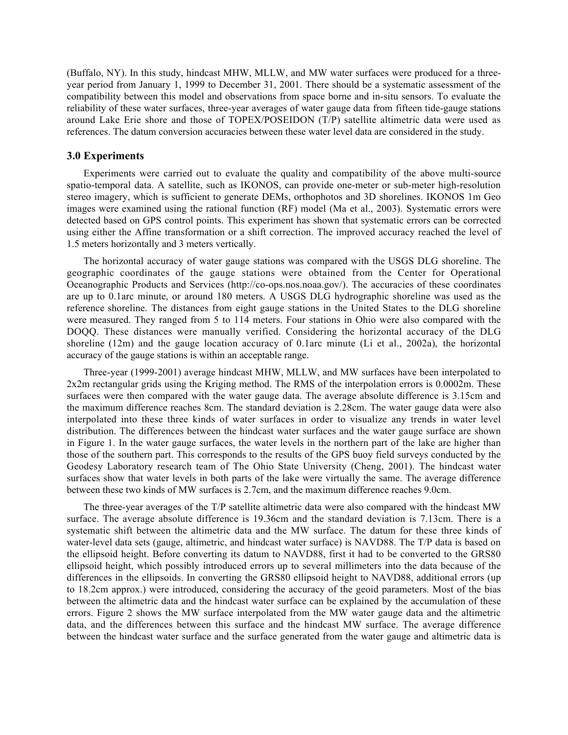(Buffalo, NY). In this study, hindcast MHW, MLLW, and MW water surfaces were produced for a three-year period from January 1, 1999 to December 31, 2001. There should be a systematic assessment of the compatibility between this model and observations from space borne and in-situ sensors. To evaluate the reliability of these water surfaces, three-year averages of water gauge data from fifteen tide-gauge stations around Lake Erie shore and those of TOPEX/POSEIDON (T/P) satellite altimetric data were used as references. The datum conversion accuracies between these water level data are considered in the study.

### 3.0 Experiments

Experiments were carried out to evaluate the quality and compatibility of the above multi-source spatio-temporal data. A satellite, such as IKONOS, can provide one-meter or sub-meter high-resolution stereo imagery, which is sufficient to generate DEMs, orthophotos and 3D shorelines. IKONOS 1m Geo images were examined using the rational function (RF) model (Ma et al., 2003). Systematic errors were detected based on GPS control points. This experiment has shown that systematic errors can be corrected using either the Affine transformation or a shift correction. The improved accuracy reached the level of 1.5 meters horizontally and 3 meters vertically.

The horizontal accuracy of water gauge stations was compared with the USGS DLG shoreline. The geographic coordinates of the gauge stations were obtained from the Center for Operational Oceanographic Products and Services (http://co-ops.nos.noaa.gov/). The accuracies of these coordinates are up to 0.1arc minute, or around 180 meters. A USGS DLG hydrographic shoreline was used as the reference shoreline. The distances from eight gauge stations in the United States to the DLG shoreline were measured. They ranged from 5 to 114 meters. Four stations in Ohio were also compared with the DOQQ. These distances were manually verified. Considering the horizontal accuracy of the DLG shoreline (12m) and the gauge location accuracy of 0.1arc minute (Li et al., 2002a), the horizontal accuracy of the gauge stations is within an acceptable range.

Three-year (1999-2001) average hindcast MHW, MLLW, and MW surfaces have been interpolated to 2x2m rectangular grids using the Kriging method. The RMS of the interpolation errors is 0.0002m. These surfaces were then compared with the water gauge data. The average absolute difference is 3.15cm and the maximum difference reaches 8cm. The standard deviation is 2.28cm. The water gauge data were also interpolated into these three kinds of water surfaces in order to visualize any trends in water level distribution. The differences between the hindcast water surfaces and the water gauge surface are shown in Figure 1. In the water gauge surfaces, the water levels in the northern part of the lake are higher than those of the southern part. This corresponds to the results of the GPS buoy field surveys conducted by the Geodesy Laboratory research team of The Ohio State University (Cheng, 2001). The hindcast water surfaces show that water levels in both parts of the lake were virtually the same. The average difference between these two kinds of MW surfaces is 2.7cm, and the maximum difference reaches 9.0cm.

The three-year averages of the T/P satellite altimetric data were also compared with the hindcast MW surface. The average absolute difference is 19.36cm and the standard deviation is 7.13cm. There is a systematic shift between the altimetric data and the MW surface. The datum for these three kinds of water-level data sets (gauge, altimetric, and hindcast water surface) is NAVD88. The T/P data is based on the ellipsoid height. Before converting its datum to NAVD88, first it had to be converted to the GRS80 ellipsoid height, which possibly introduced errors up to several millimeters into the data because of the differences in the ellipsoids. In converting the GRS80 ellipsoid height to NAVD88, additional errors (up to 18.2cm approx.) were introduced, considering the accuracy of the geoid parameters. Most of the bias between the altimetric data and the hindcast water surface can be explained by the accumulation of these errors. Figure 2 shows the MW surface interpolated from the MW water gauge data and the altimetric data, and the differences between this surface and the hindcast MW surface. The average difference between the hindcast water surface and the surface generated from the water gauge and altimetric data is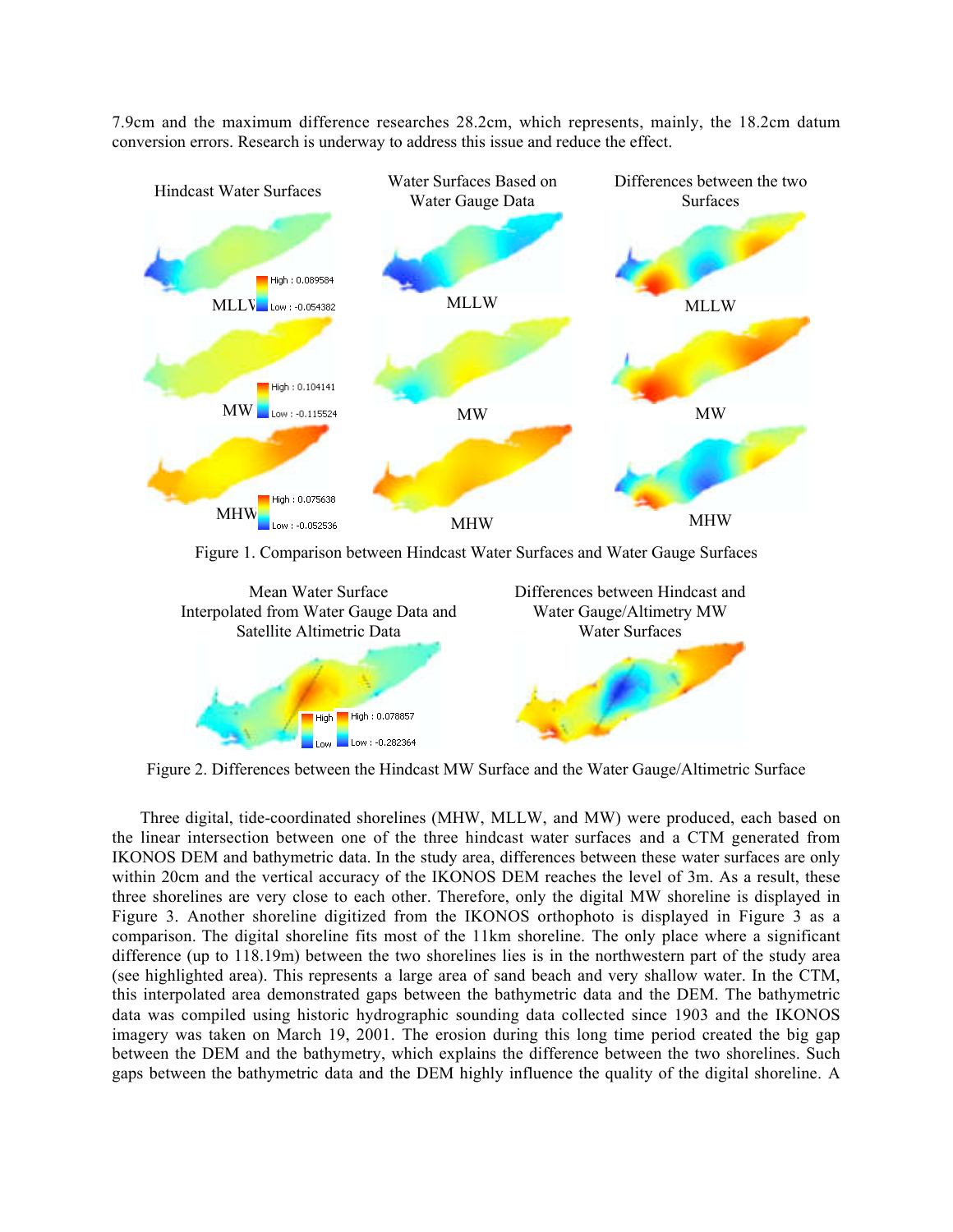7.9cm and the maximum difference researches 28.2cm, which represents, mainly, the 18.2cm datum conversion errors. Research is underway to address this issue and reduce the effect.

Figure 1. Comparison between Hindcast Water Surfaces and Water Gauge Surfaces

Figure 2. Differences between the Hindcast MW Surface and the Water Gauge/Altimetric Surface

Three digital, tide-coordinated shorelines (MHW, MLLW, and MW) were produced, each based on the linear intersection between one of the three hindcast water surfaces and a CTM generated from IKONOS DEM and bathymetric data. In the study area, differences between these water surfaces are only within 20cm and the vertical accuracy of the IKONOS DEM reaches the level of 3m. As a result, these three shorelines are very close to each other. Therefore, only the digital MW shoreline is displayed in Figure 3. Another shoreline digitized from the IKONOS orthophoto is displayed in Figure 3 as a comparison. The digital shoreline fits most of the 11km shoreline. The only place where a significant difference (up to 118.19m) between the two shorelines lies is in the northwestern part of the study area (see highlighted area). This represents a large area of sand beach and very shallow water. In the CTM, this interpolated area demonstrated gaps between the bathymetric data and the DEM. The bathymetric data was compiled using historic hydrographic sounding data collected since 1903 and the IKONOS imagery was taken on March 19, 2001. The erosion during this long time period created the big gap between the DEM and the bathymetry, which explains the difference between the two shorelines. Such gaps between the bathymetric data and the DEM highly influence the quality of the digital shoreline. A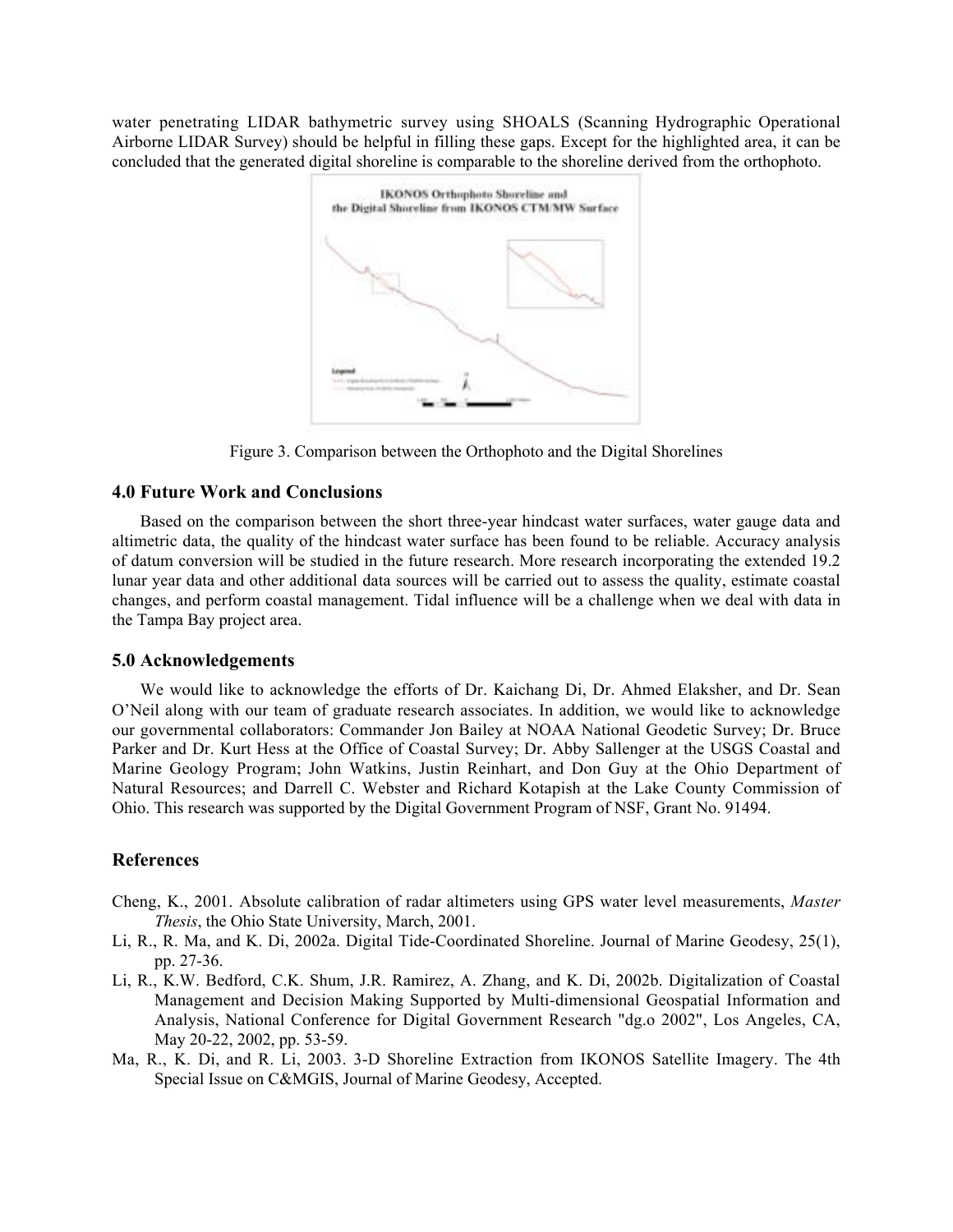water penetrating LIDAR bathymetric survey using SHOALS (Scanning Hydrographic Operational Airborne LIDAR Survey) should be helpful in filling these gaps. Except for the highlighted area, it can be concluded that the generated digital shoreline is comparable to the shoreline derived from the orthophoto.

IKONOS Orthophoto Shoreline and
the Digital Shoreline from IKONOS CTM/MW Surface

Legend

Figure 3. Comparison between the Orthophoto and the Digital Shorelines

## 4.0 Future Work and Conclusions

Based on the comparison between the short three-year hindcast water surfaces, water gauge data and altimetric data, the quality of the hindcast water surface has been found to be reliable. Accuracy analysis of datum conversion will be studied in the future research. More research incorporating the extended 19.2 lunar year data and other additional data sources will be carried out to assess the quality, estimate coastal changes, and perform coastal management. Tidal influence will be a challenge when we deal with data in the Tampa Bay project area.

## 5.0 Acknowledgements

We would like to acknowledge the efforts of Dr. Kaichang Di, Dr. Ahmed Elaksher, and Dr. Sean O'Neil along with our team of graduate research associates. In addition, we would like to acknowledge our governmental collaborators: Commander Jon Bailey at NOAA National Geodetic Survey; Dr. Bruce Parker and Dr. Kurt Hess at the Office of Coastal Survey; Dr. Abby Sallenger at the USGS Coastal and Marine Geology Program; John Watkins, Justin Reinhart, and Don Guy at the Ohio Department of Natural Resources; and Darrell C. Webster and Richard Kotapish at the Lake County Commission of Ohio. This research was supported by the Digital Government Program of NSF, Grant No. 91494.

## References

Cheng, K., 2001. Absolute calibration of radar altimeters using GPS water level measurements, *Master Thesis*, the Ohio State University, March, 2001.

Li, R., R. Ma, and K. Di, 2002a. Digital Tide-Coordinated Shoreline. Journal of Marine Geodesy, 25(1), pp. 27-36.

Li, R., K.W. Bedford, C.K. Shum, J.R. Ramirez, A. Zhang, and K. Di, 2002b. Digitalization of Coastal Management and Decision Making Supported by Multi-dimensional Geospatial Information and Analysis, National Conference for Digital Government Research "dg.o 2002", Los Angeles, CA, May 20-22, 2002, pp. 53-59.

Ma, R., K. Di, and R. Li, 2003. 3-D Shoreline Extraction from IKONOS Satellite Imagery. The 4th Special Issue on C&MGIS, Journal of Marine Geodesy, Accepted.